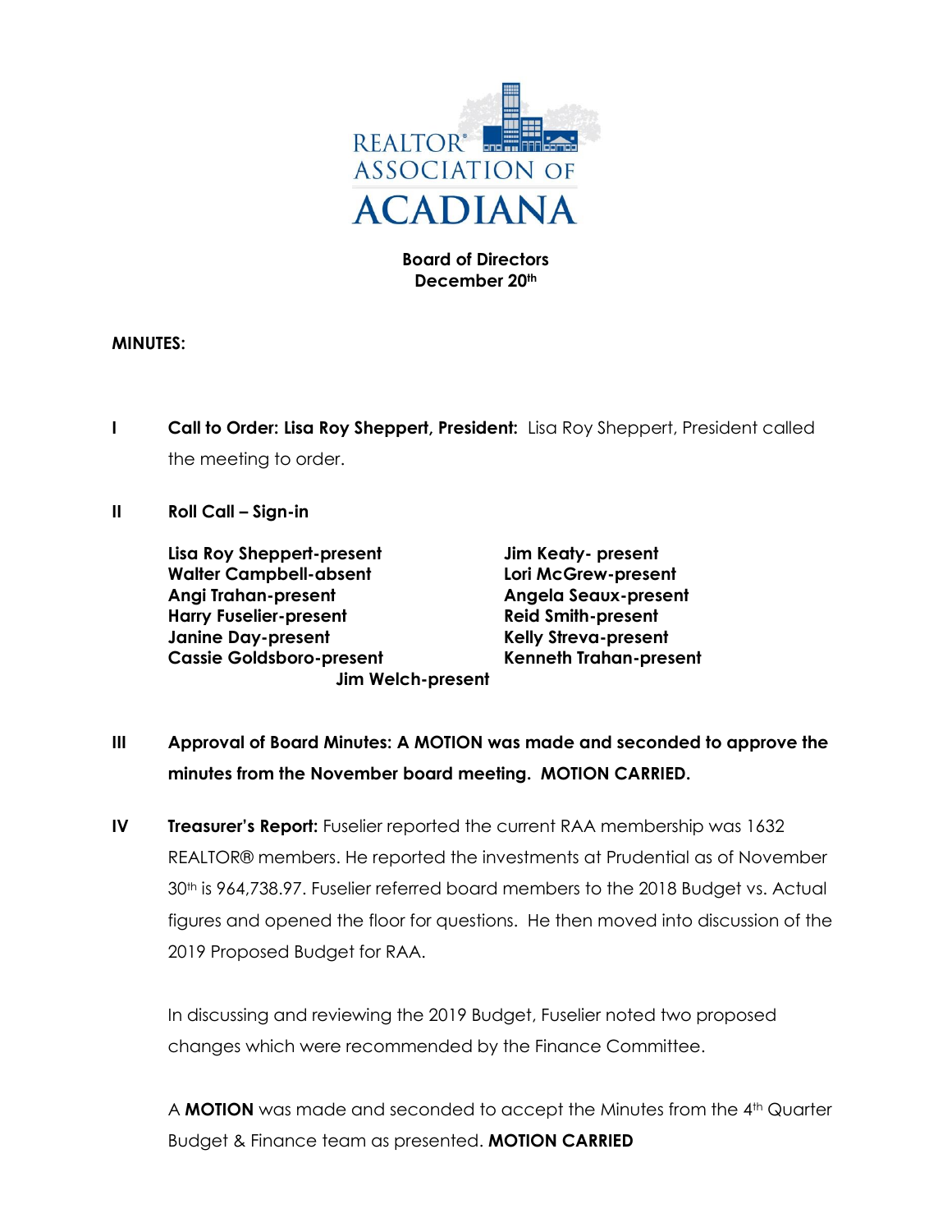**Board of Directors**
**December 20th**

**MINUTES:**

**I** **Call to Order: Lisa Roy Sheppert, President:** Lisa Roy Sheppert, President called the meeting to order.

**II** **Roll Call – Sign-in**

**Lisa Roy Sheppert-present**
**Walter Campbell-absent**
**Angi Trahan-present**
**Harry Fuselier-present**
**Janine Day-present**
**Cassie Goldsboro-present**
**Jim Welch-present**
**Jim Keaty- present**
**Lori McGrew-present**
**Angela Seaux-present**
**Reid Smith-present**
**Kelly Streva-present**
**Kenneth Trahan-present**

**III** **Approval of Board Minutes: A MOTION was made and seconded to approve the minutes from the November board meeting. MOTION CARRIED.**

**IV** **Treasurer's Report:** Fuselier reported the current RAA membership was 1632 REALTOR® members. He reported the investments at Prudential as of November 30th is 964,738.97. Fuselier referred board members to the 2018 Budget vs. Actual figures and opened the floor for questions. He then moved into discussion of the 2019 Proposed Budget for RAA.

In discussing and reviewing the 2019 Budget, Fuselier noted two proposed changes which were recommended by the Finance Committee.

A **MOTION** was made and seconded to accept the Minutes from the 4th Quarter Budget & Finance team as presented. **MOTION CARRIED**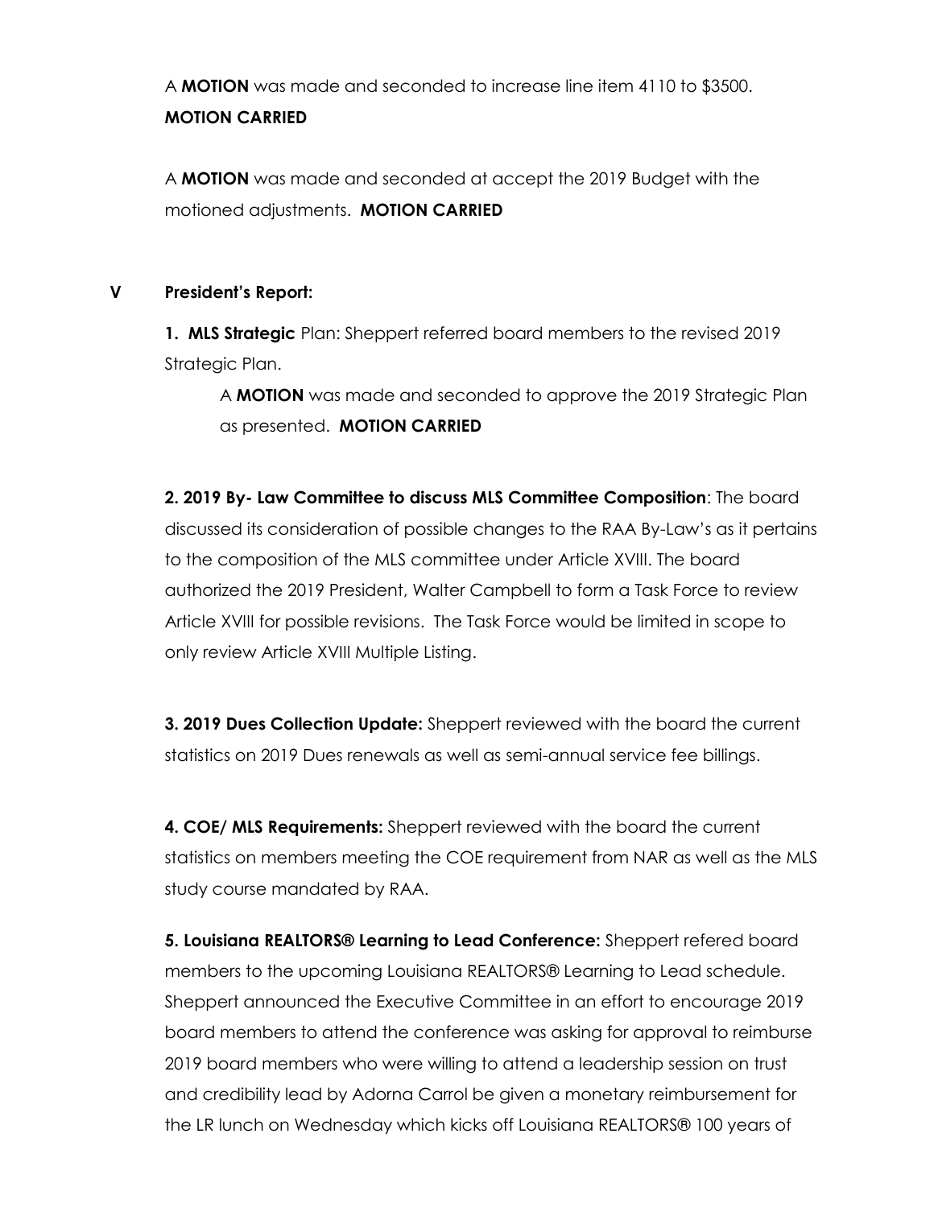A **MOTION** was made and seconded to increase line item 4110 to $3500. **MOTION CARRIED**

A **MOTION** was made and seconded at accept the 2019 Budget with the motioned adjustments. **MOTION CARRIED**

## V President's Report:

**1. MLS Strategic** Plan: Sheppert referred board members to the revised 2019 Strategic Plan.

A **MOTION** was made and seconded to approve the 2019 Strategic Plan as presented. **MOTION CARRIED**

**2. 2019 By- Law Committee to discuss MLS Committee Composition**: The board discussed its consideration of possible changes to the RAA By-Law's as it pertains to the composition of the MLS committee under Article XVIII. The board authorized the 2019 President, Walter Campbell to form a Task Force to review Article XVIII for possible revisions. The Task Force would be limited in scope to only review Article XVIII Multiple Listing.

**3. 2019 Dues Collection Update:** Sheppert reviewed with the board the current statistics on 2019 Dues renewals as well as semi-annual service fee billings.

**4. COE/ MLS Requirements:** Sheppert reviewed with the board the current statistics on members meeting the COE requirement from NAR as well as the MLS study course mandated by RAA.

**5. Louisiana REALTORS® Learning to Lead Conference:** Sheppert refered board members to the upcoming Louisiana REALTORS® Learning to Lead schedule. Sheppert announced the Executive Committee in an effort to encourage 2019 board members to attend the conference was asking for approval to reimburse 2019 board members who were willing to attend a leadership session on trust and credibility lead by Adorna Carrol be given a monetary reimbursement for the LR lunch on Wednesday which kicks off Louisiana REALTORS® 100 years of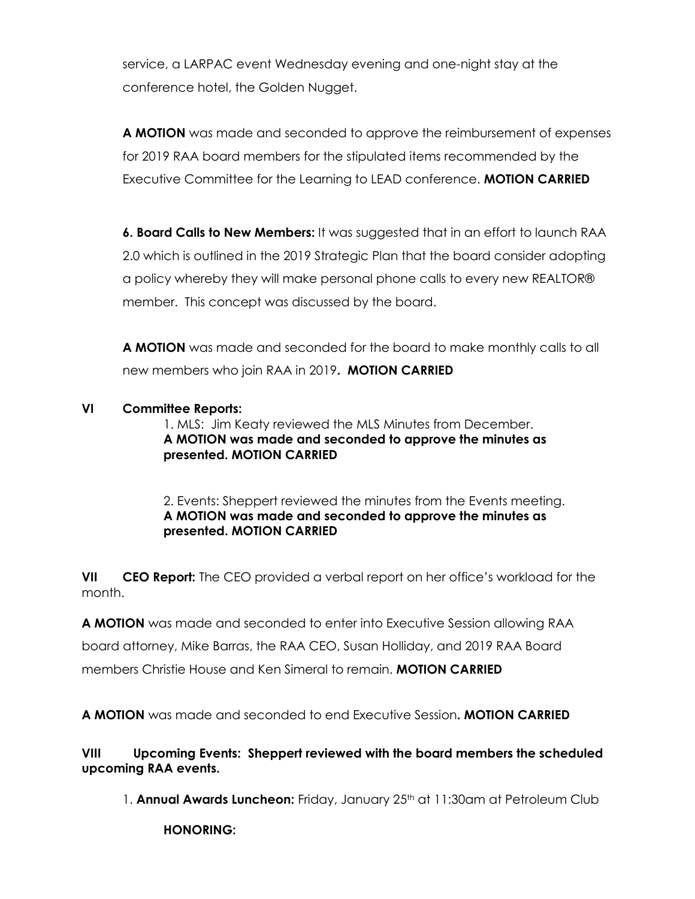service, a LARPAC event Wednesday evening and one-night stay at the conference hotel, the Golden Nugget.

**A MOTION** was made and seconded to approve the reimbursement of expenses for 2019 RAA board members for the stipulated items recommended by the Executive Committee for the Learning to LEAD conference. **MOTION CARRIED**

**6. Board Calls to New Members:** It was suggested that in an effort to launch RAA 2.0 which is outlined in the 2019 Strategic Plan that the board consider adopting a policy whereby they will make personal phone calls to every new REALTOR® member. This concept was discussed by the board.

**A MOTION** was made and seconded for the board to make monthly calls to all new members who join RAA in 2019**. MOTION CARRIED**

**VI Committee Reports:**

1. MLS: Jim Keaty reviewed the MLS Minutes from December.
**A MOTION was made and seconded to approve the minutes as presented. MOTION CARRIED**

2. Events: Sheppert reviewed the minutes from the Events meeting.
**A MOTION was made and seconded to approve the minutes as presented. MOTION CARRIED**

**VII CEO Report:** The CEO provided a verbal report on her office's workload for the month.

**A MOTION** was made and seconded to enter into Executive Session allowing RAA board attorney, Mike Barras, the RAA CEO, Susan Holliday, and 2019 RAA Board members Christie House and Ken Simeral to remain. **MOTION CARRIED**

**A MOTION** was made and seconded to end Executive Session**. MOTION CARRIED**

**VIII Upcoming Events: Sheppert reviewed with the board members the scheduled upcoming RAA events.**

1. **Annual Awards Luncheon:** Friday, January 25th at 11:30am at Petroleum Club

**HONORING:**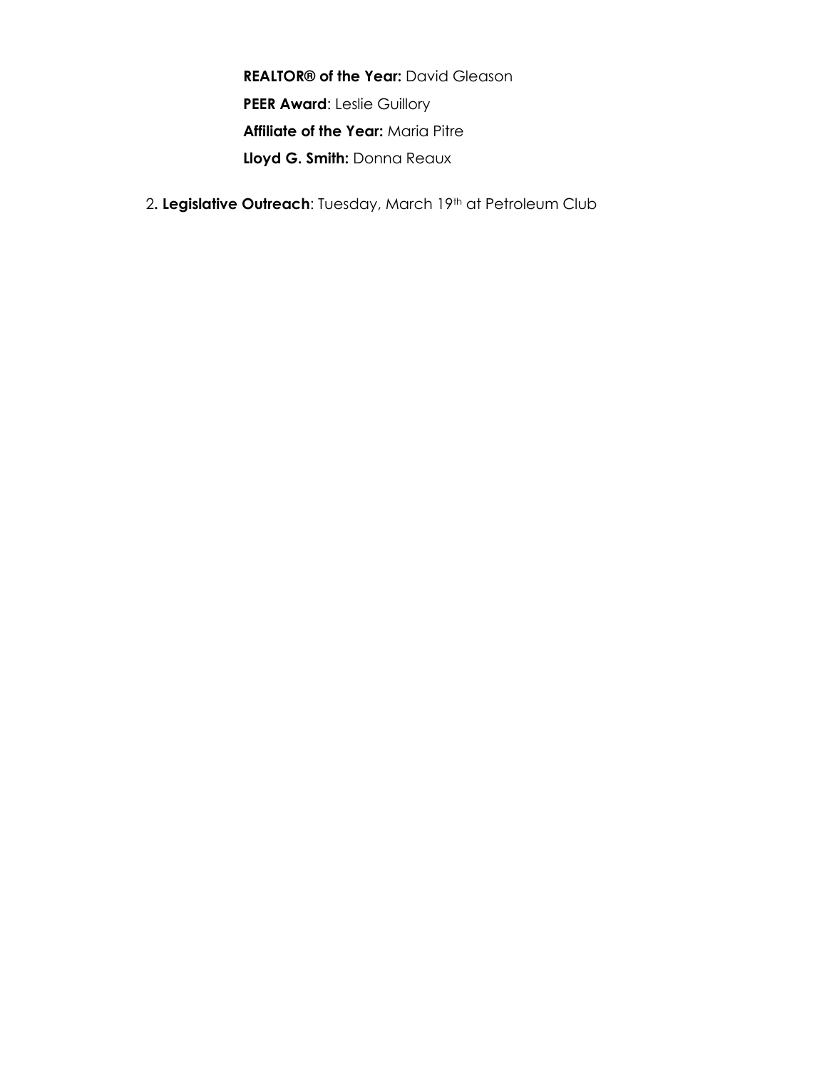**REALTOR® of the Year:** David Gleason

**PEER Award**: Leslie Guillory

**Affiliate of the Year:** Maria Pitre

**Lloyd G. Smith:** Donna Reaux

2**. Legislative Outreach**: Tuesday, March 19th at Petroleum Club